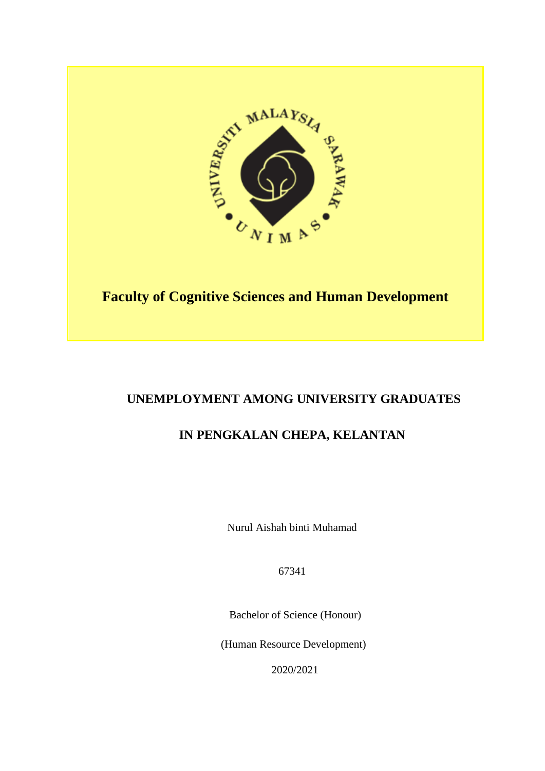**Faculty of Cognitive Sciences and Human Development**

# UNEMPLOYMENT AMONG UNIVERSITY GRADUATES

# IN PENGKALAN CHEPA, KELANTAN

Nurul Aishah binti Muhamad

67341

Bachelor of Science (Honour)

(Human Resource Development)

2020/2021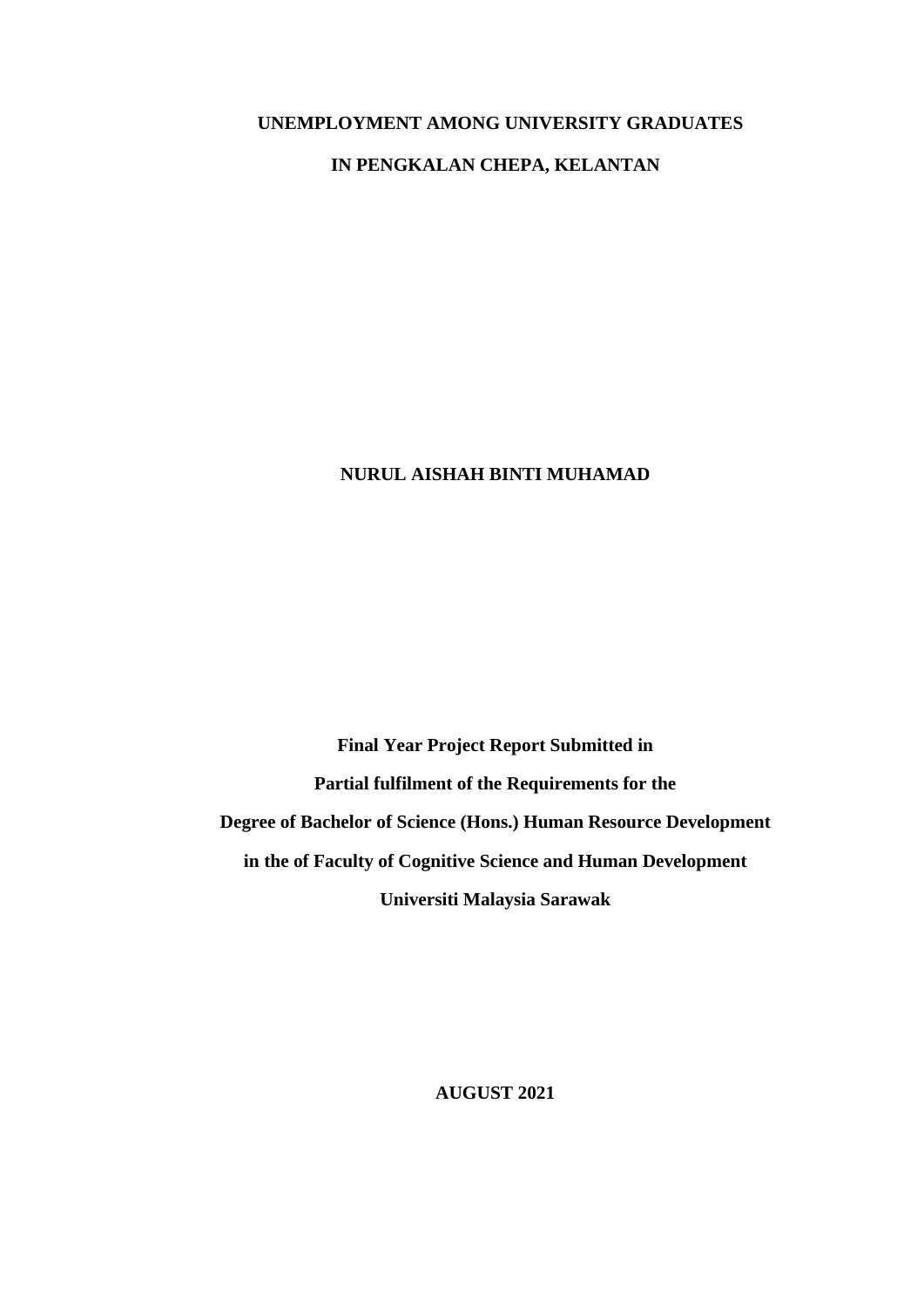**UNEMPLOYMENT AMONG UNIVERSITY GRADUATES**

**IN PENGKALAN CHEPA, KELANTAN**

**NURUL AISHAH BINTI MUHAMAD**

**Final Year Project Report Submitted in**

**Partial fulfilment of the Requirements for the**

**Degree of Bachelor of Science (Hons.) Human Resource Development**

**in the of Faculty of Cognitive Science and Human Development**

**Universiti Malaysia Sarawak**

**AUGUST 2021**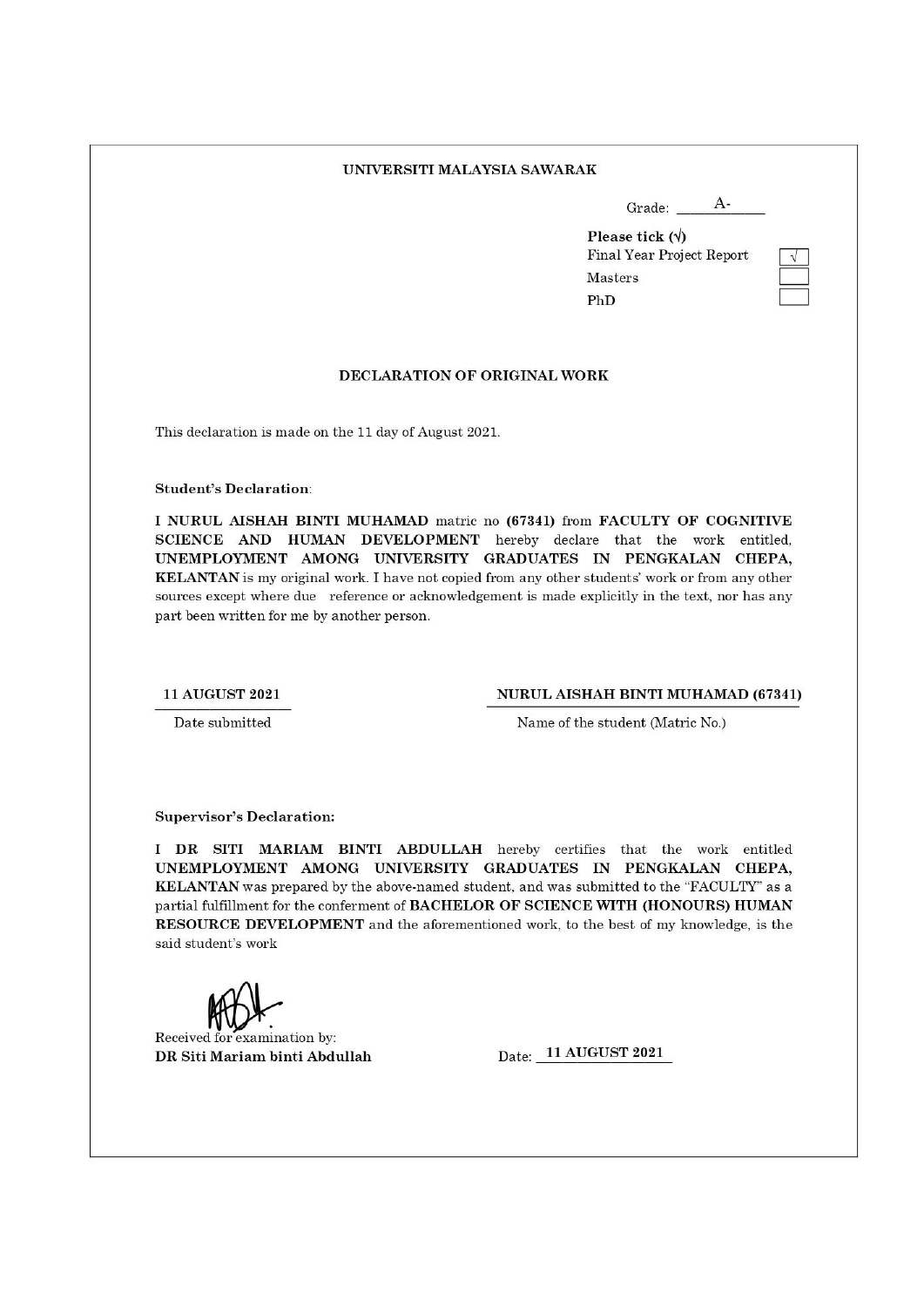**UNIVERSITI MALAYSIA SAWARAK**

Grade: A-

**Please tick (√)**

| | |
|---|---|
| Final Year Project Report | √ |
| Masters | |
| PhD | |

**DECLARATION OF ORIGINAL WORK**

This declaration is made on the 11 day of August 2021.

**Student's Declaration**:

I **NURUL AISHAH BINTI MUHAMAD** matric no **(67341)** from **FACULTY OF COGNITIVE SCIENCE AND HUMAN DEVELOPMENT** hereby declare that the work entitled, **UNEMPLOYMENT AMONG UNIVERSITY GRADUATES IN PENGKALAN CHEPA, KELANTAN** is my original work. I have not copied from any other students' work or from any other sources except where due reference or acknowledgement is made explicitly in the text, nor has any part been written for me by another person.

**11 AUGUST 2021**
Date submitted

**NURUL AISHAH BINTI MUHAMAD (67341)**
Name of the student (Matric No.)

**Supervisor's Declaration:**

I **DR SITI MARIAM BINTI ABDULLAH** hereby certifies that the work entitled **UNEMPLOYMENT AMONG UNIVERSITY GRADUATES IN PENGKALAN CHEPA, KELANTAN** was prepared by the above-named student, and was submitted to the "FACULTY" as a partial fulfillment for the conferment of **BACHELOR OF SCIENCE WITH (HONOURS) HUMAN RESOURCE DEVELOPMENT** and the aforementioned work, to the best of my knowledge, is the said student's work

Received for examination by:
**DR Siti Mariam binti Abdullah**

Date: **11 AUGUST 2021**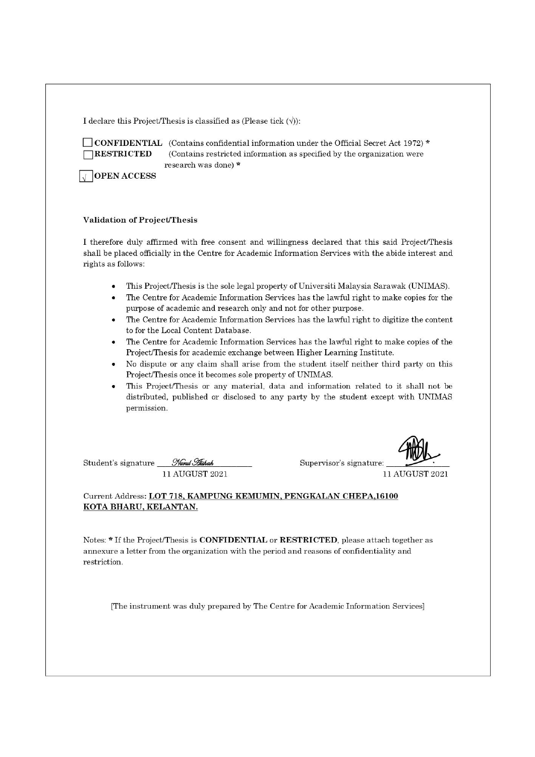I declare this Project/Thesis is classified as (Please tick (√)):

☐ **CONFIDENTIAL** (Contains confidential information under the Official Secret Act 1972) *
☐ **RESTRICTED** (Contains restricted information as specified by the organization were research was done) *
☑ **OPEN ACCESS**

**Validation of Project/Thesis**

I therefore duly affirmed with free consent and willingness declared that this said Project/Thesis shall be placed officially in the Centre for Academic Information Services with the abide interest and rights as follows:

- This Project/Thesis is the sole legal property of Universiti Malaysia Sarawak (UNIMAS).
- The Centre for Academic Information Services has the lawful right to make copies for the purpose of academic and research only and not for other purpose.
- The Centre for Academic Information Services has the lawful right to digitize the content to for the Local Content Database.
- The Centre for Academic Information Services has the lawful right to make copies of the Project/Thesis for academic exchange between Higher Learning Institute.
- No dispute or any claim shall arise from the student itself neither third party on this Project/Thesis once it becomes sole property of UNIMAS.
- This Project/Thesis or any material, data and information related to it shall not be distributed, published or disclosed to any party by the student except with UNIMAS permission.

Student's signature: Nurul Aishah
11 AUGUST 2021

Supervisor's signature: ____________
11 AUGUST 2021

Current Address: **LOT 718, KAMPUNG KEMUMIN, PENGKALAN CHEPA,16100 KOTA BHARU, KELANTAN.**

Notes: * If the Project/Thesis is **CONFIDENTIAL** or **RESTRICTED**, please attach together as annexure a letter from the organization with the period and reasons of confidentiality and restriction.

[The instrument was duly prepared by The Centre for Academic Information Services]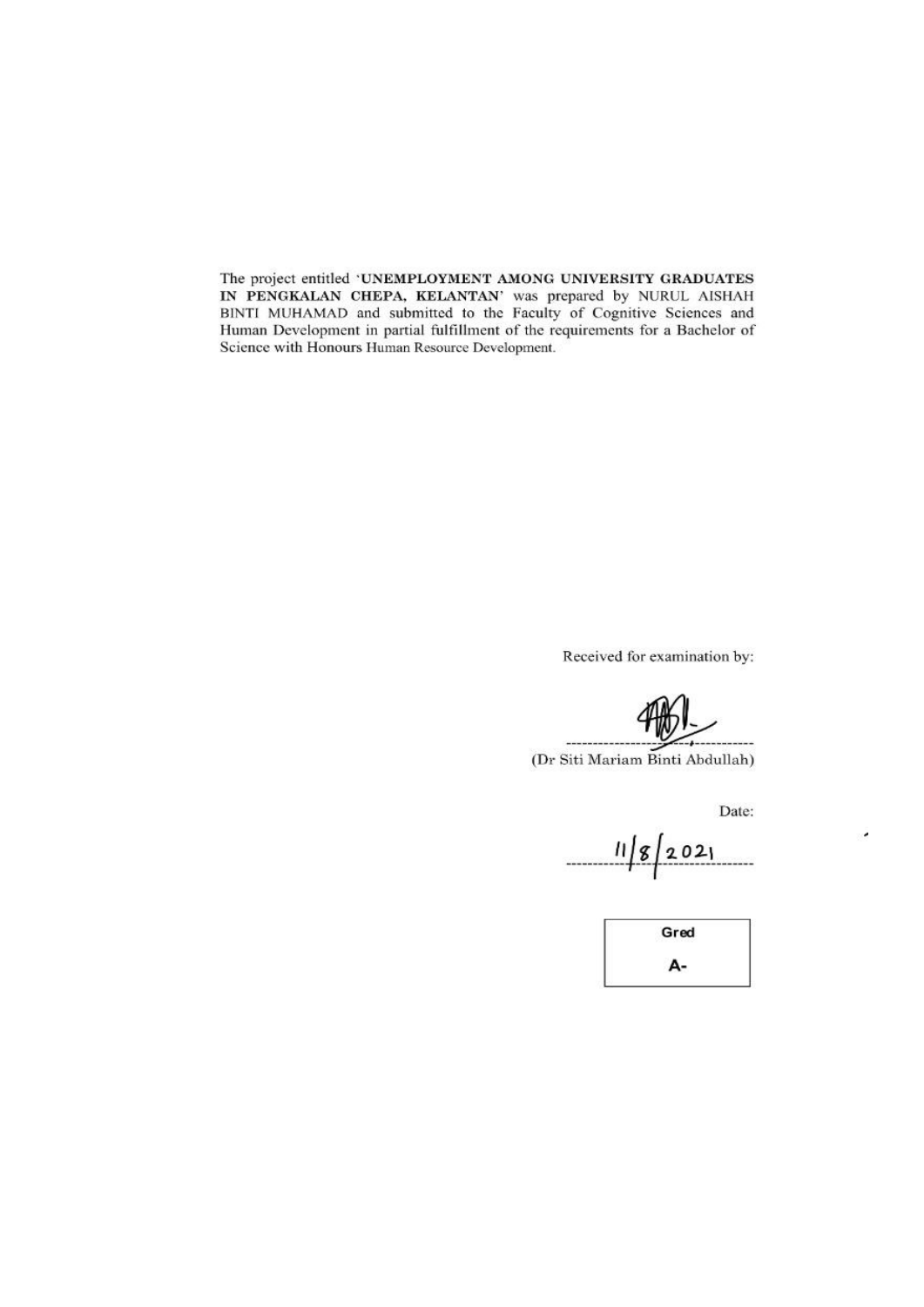The project entitled '**UNEMPLOYMENT AMONG UNIVERSITY GRADUATES IN PENGKALAN CHEPA, KELANTAN**' was prepared by NURUL AISHAH BINTI MUHAMAD and submitted to the Faculty of Cognitive Sciences and Human Development in partial fulfillment of the requirements for a Bachelor of Science with Honours Human Resource Development.

Received for examination by:

(Dr Siti Mariam Binti Abdullah)

Date:

11/8/2021

| Gred |
| --- |
| A- |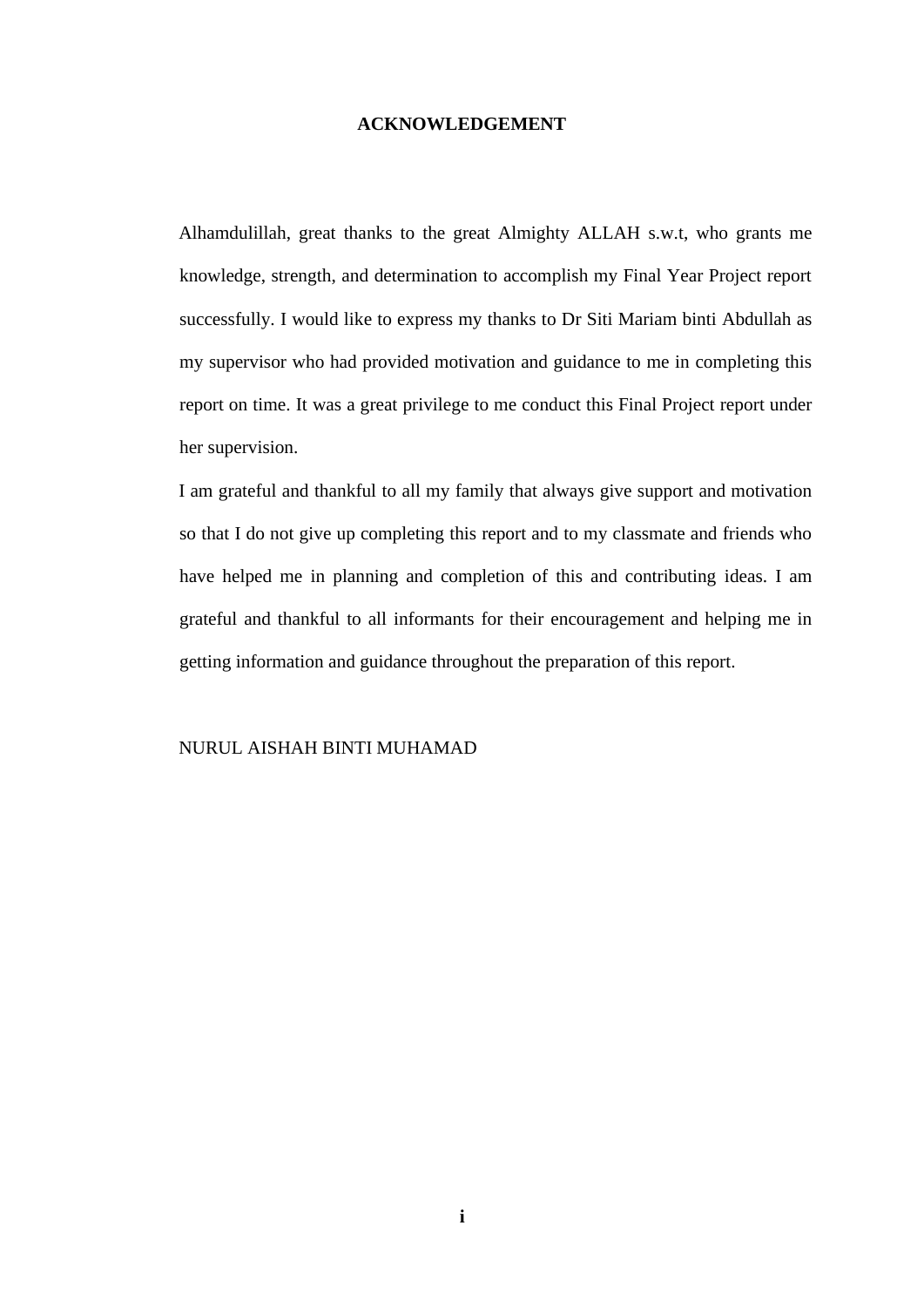# ACKNOWLEDGEMENT

Alhamdulillah, great thanks to the great Almighty ALLAH s.w.t, who grants me knowledge, strength, and determination to accomplish my Final Year Project report successfully. I would like to express my thanks to Dr Siti Mariam binti Abdullah as my supervisor who had provided motivation and guidance to me in completing this report on time. It was a great privilege to me conduct this Final Project report under her supervision.

I am grateful and thankful to all my family that always give support and motivation so that I do not give up completing this report and to my classmate and friends who have helped me in planning and completion of this and contributing ideas. I am grateful and thankful to all informants for their encouragement and helping me in getting information and guidance throughout the preparation of this report.

NURUL AISHAH BINTI MUHAMAD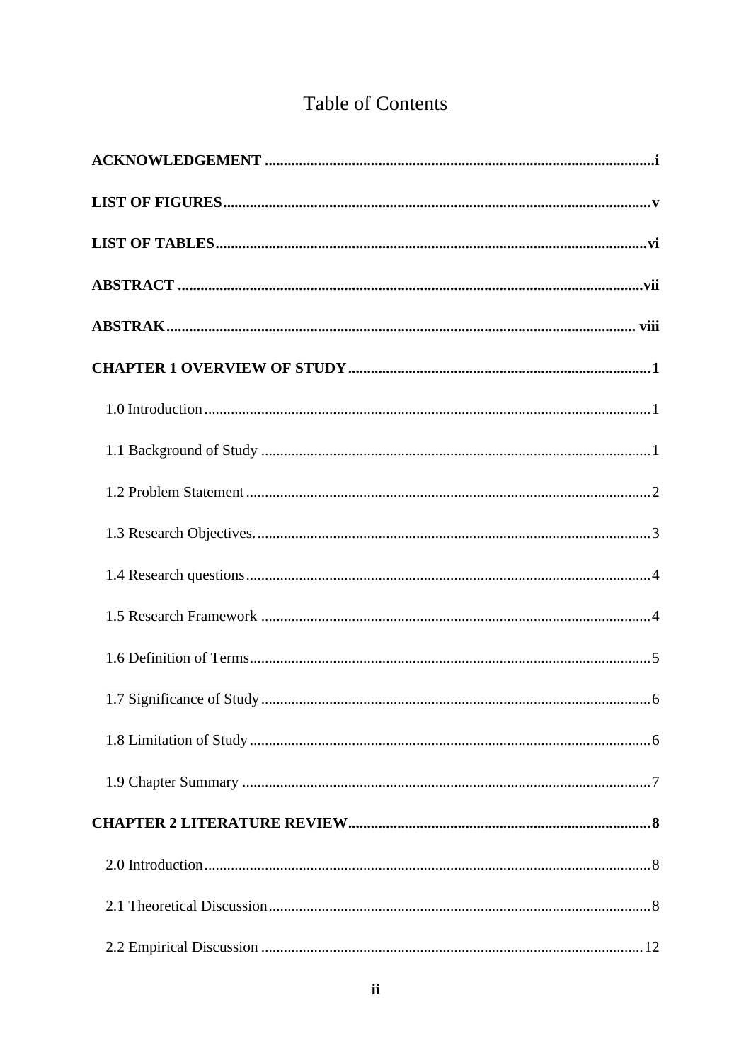# Table of Contents

**ACKNOWLEDGEMENT** .......... **i**

**LIST OF FIGURES** .......... **v**

**LIST OF TABLES** .......... **vi**

**ABSTRACT** .......... **vii**

**ABSTRAK** .......... **viii**

**CHAPTER 1 OVERVIEW OF STUDY** .......... **1**

- 1.0 Introduction .......... 1
- 1.1 Background of Study .......... 1
- 1.2 Problem Statement .......... 2
- 1.3 Research Objectives. .......... 3
- 1.4 Research questions .......... 4
- 1.5 Research Framework .......... 4
- 1.6 Definition of Terms .......... 5
- 1.7 Significance of Study .......... 6
- 1.8 Limitation of Study .......... 6
- 1.9 Chapter Summary .......... 7

**CHAPTER 2 LITERATURE REVIEW** .......... **8**

- 2.0 Introduction .......... 8
- 2.1 Theoretical Discussion .......... 8
- 2.2 Empirical Discussion .......... 12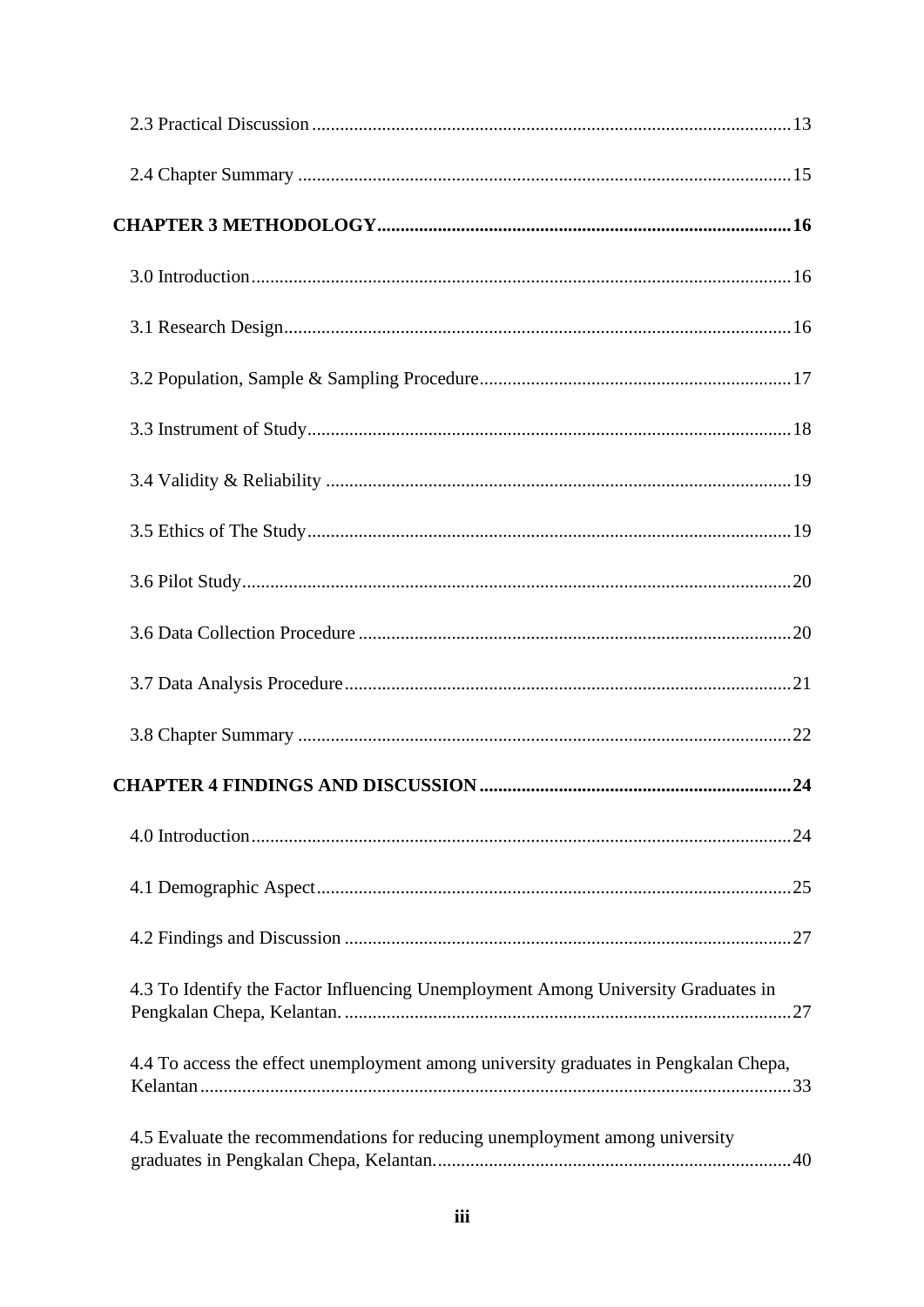2.3 Practical Discussion ........................................................................................................13

2.4 Chapter Summary ............................................................................................................15

**CHAPTER 3 METHODOLOGY..........................................................................................16**

3.0 Introduction.......................................................................................................................16

3.1 Research Design................................................................................................................16

3.2 Population, Sample & Sampling Procedure.....................................................................17

3.3 Instrument of Study...........................................................................................................18

3.4 Validity & Reliability .......................................................................................................19

3.5 Ethics of The Study...........................................................................................................19

3.6 Pilot Study.........................................................................................................................20

3.6 Data Collection Procedure ...............................................................................................20

3.7 Data Analysis Procedure...................................................................................................21

3.8 Chapter Summary .............................................................................................................22

**CHAPTER 4 FINDINGS AND DISCUSSION.....................................................................24**

4.0 Introduction.......................................................................................................................24

4.1 Demographic Aspect.........................................................................................................25

4.2 Findings and Discussion ..................................................................................................27

4.3 To Identify the Factor Influencing Unemployment Among University Graduates in Pengkalan Chepa, Kelantan. ..................................................................................................27

4.4 To access the effect unemployment among university graduates in Pengkalan Chepa, Kelantan.................................................................................................................................33

4.5 Evaluate the recommendations for reducing unemployment among university graduates in Pengkalan Chepa, Kelantan..............................................................................40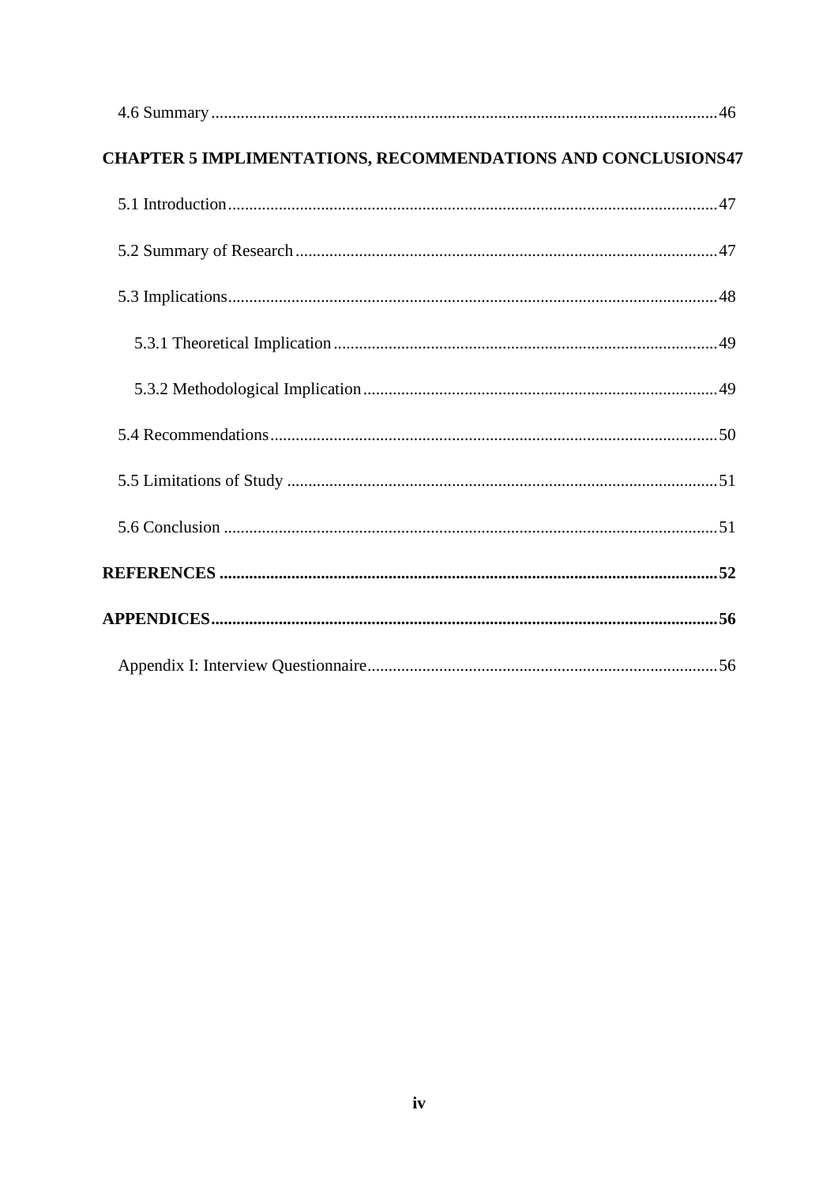4.6 Summary ....................................................................................................................46

**CHAPTER 5 IMPLIMENTATIONS, RECOMMENDATIONS AND CONCLUSIONS47**

5.1 Introduction ..................................................................................................................47

5.2 Summary of Research ...................................................................................................47

5.3 Implications ..................................................................................................................48

5.3.1 Theoretical Implication ..........................................................................................49

5.3.2 Methodological Implication ...................................................................................49

5.4 Recommendations .........................................................................................................50

5.5 Limitations of Study .....................................................................................................51

5.6 Conclusion ....................................................................................................................51

**REFERENCES .....................................................................................................................52**

**APPENDICES......................................................................................................................56**

Appendix I: Interview Questionnaire .................................................................................56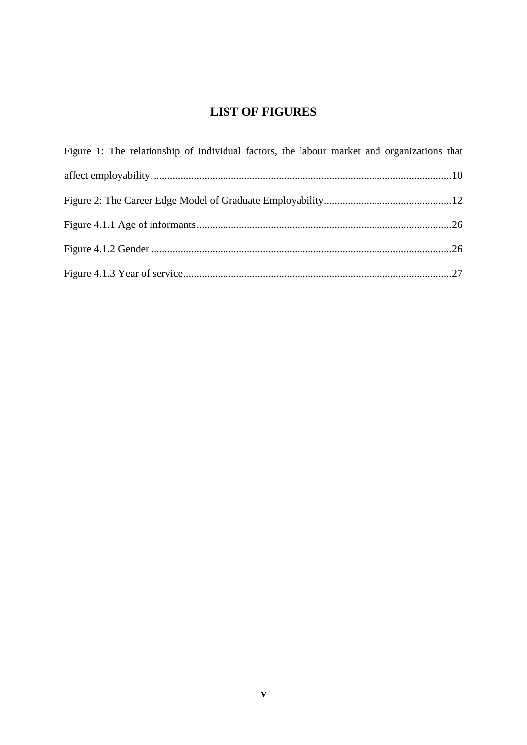# LIST OF FIGURES

Figure 1: The relationship of individual factors, the labour market and organizations that affect employability. ........................................................................................................ 10

Figure 2: The Career Edge Model of Graduate Employability............................................... 12

Figure 4.1.1 Age of informants............................................................................................... 26

Figure 4.1.2 Gender ............................................................................................................... 26

Figure 4.1.3 Year of service.................................................................................................... 27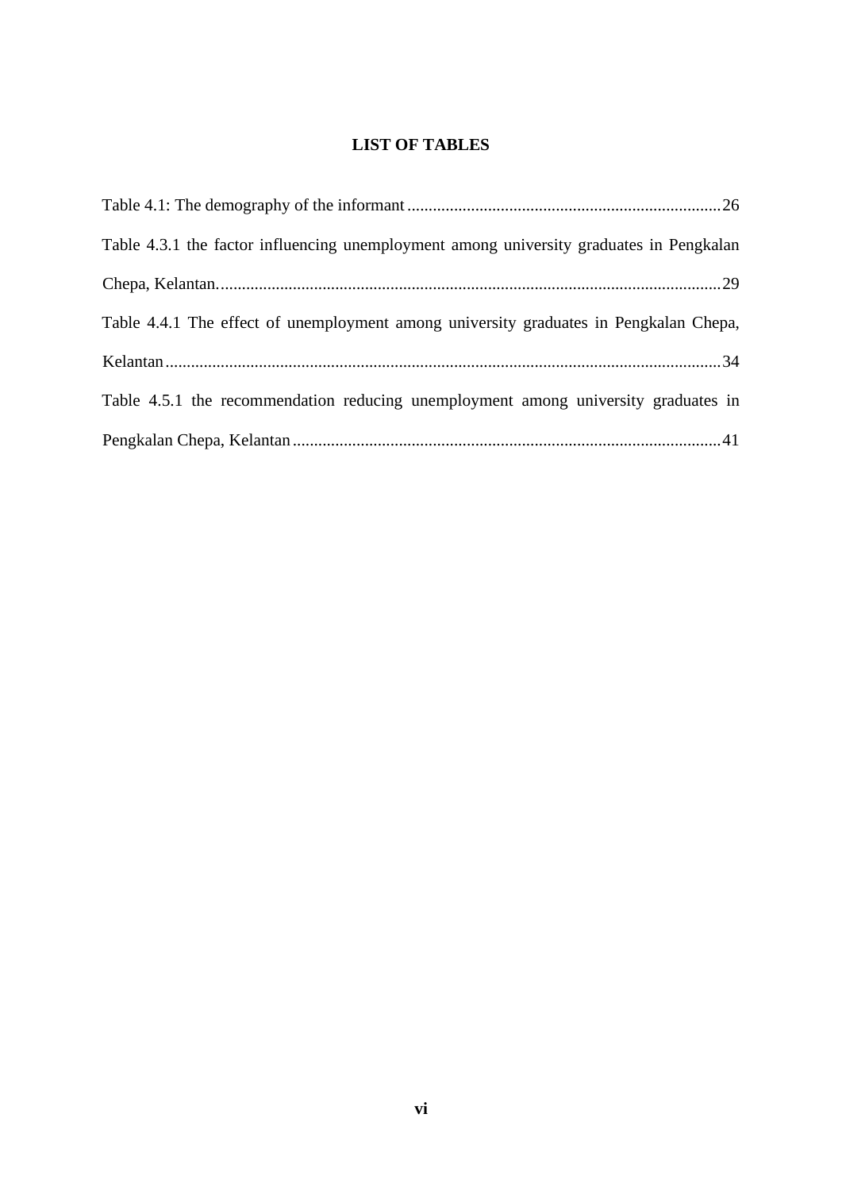# LIST OF TABLES

Table 4.1: The demography of the informant ........................................................................ 26

Table 4.3.1 the factor influencing unemployment among university graduates in Pengkalan Chepa, Kelantan. ...................................................................................................................... 29

Table 4.4.1 The effect of unemployment among university graduates in Pengkalan Chepa, Kelantan ................................................................................................................................... 34

Table 4.5.1 the recommendation reducing unemployment among university graduates in Pengkalan Chepa, Kelantan ..................................................................................................... 41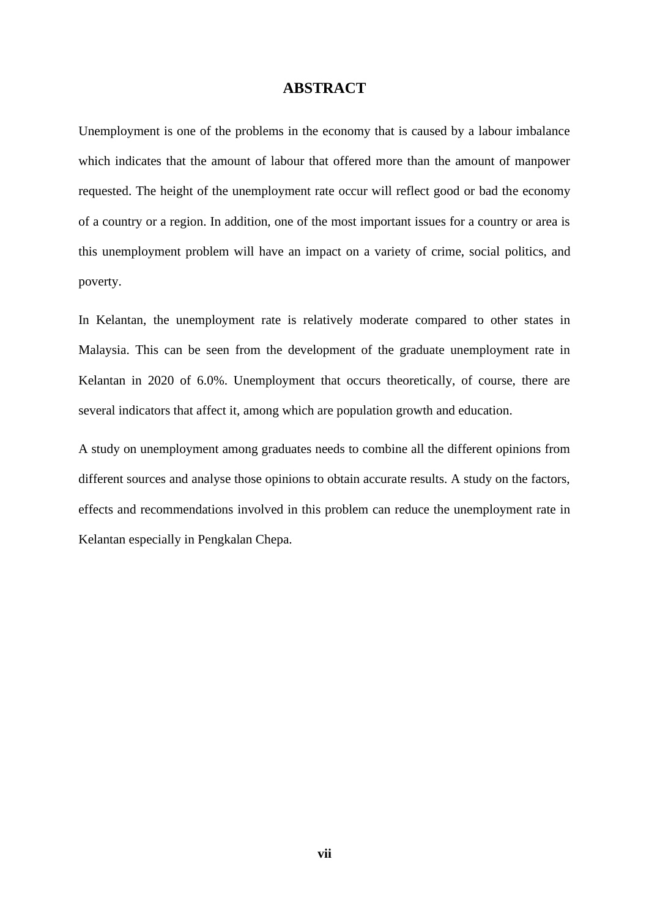# ABSTRACT

Unemployment is one of the problems in the economy that is caused by a labour imbalance which indicates that the amount of labour that offered more than the amount of manpower requested. The height of the unemployment rate occur will reflect good or bad the economy of a country or a region. In addition, one of the most important issues for a country or area is this unemployment problem will have an impact on a variety of crime, social politics, and poverty.

In Kelantan, the unemployment rate is relatively moderate compared to other states in Malaysia. This can be seen from the development of the graduate unemployment rate in Kelantan in 2020 of 6.0%. Unemployment that occurs theoretically, of course, there are several indicators that affect it, among which are population growth and education.

A study on unemployment among graduates needs to combine all the different opinions from different sources and analyse those opinions to obtain accurate results. A study on the factors, effects and recommendations involved in this problem can reduce the unemployment rate in Kelantan especially in Pengkalan Chepa.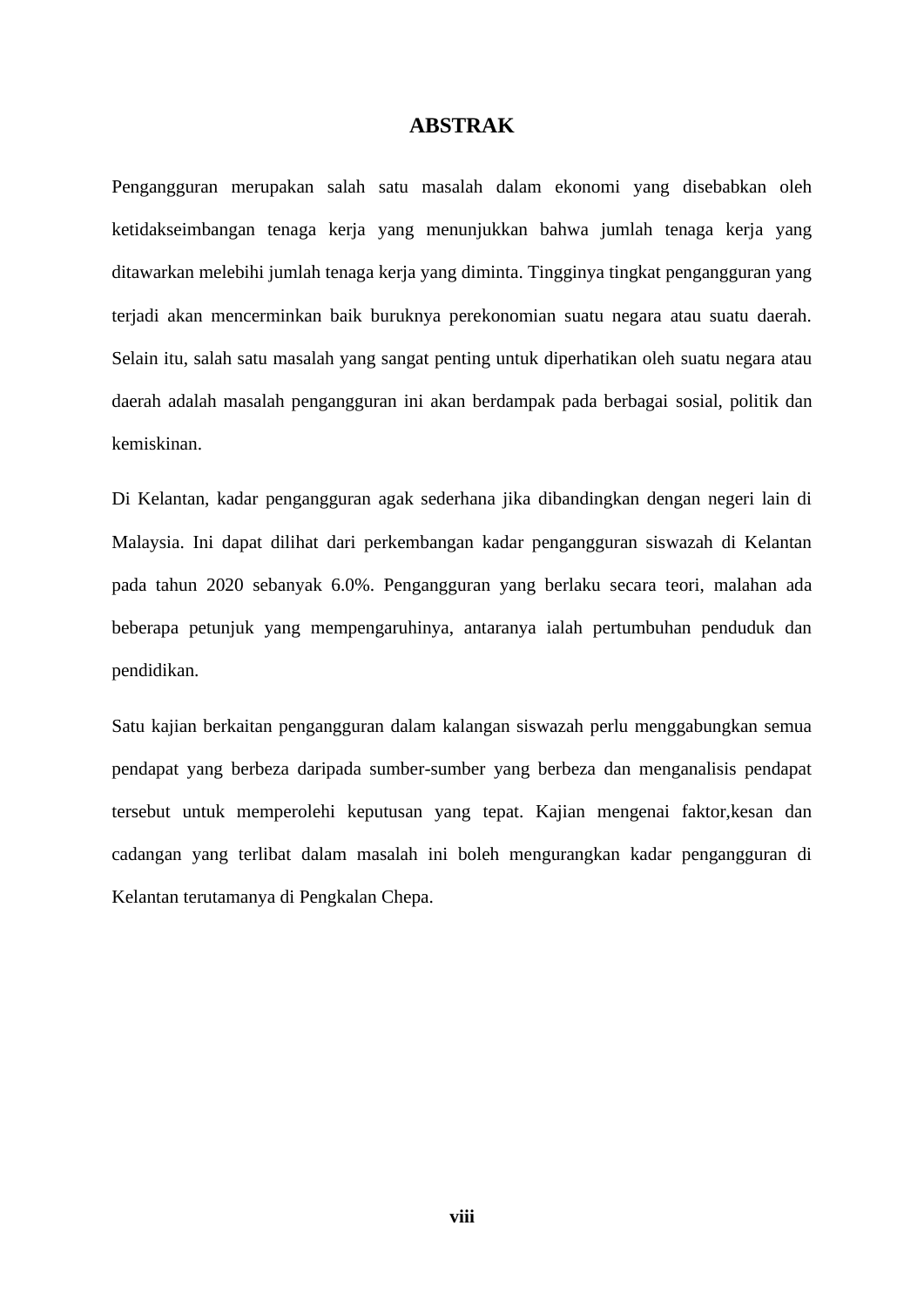# ABSTRAK

Pengangguran merupakan salah satu masalah dalam ekonomi yang disebabkan oleh ketidakseimbangan tenaga kerja yang menunjukkan bahwa jumlah tenaga kerja yang ditawarkan melebihi jumlah tenaga kerja yang diminta. Tingginya tingkat pengangguran yang terjadi akan mencerminkan baik buruknya perekonomian suatu negara atau suatu daerah. Selain itu, salah satu masalah yang sangat penting untuk diperhatikan oleh suatu negara atau daerah adalah masalah pengangguran ini akan berdampak pada berbagai sosial, politik dan kemiskinan.

Di Kelantan, kadar pengangguran agak sederhana jika dibandingkan dengan negeri lain di Malaysia. Ini dapat dilihat dari perkembangan kadar pengangguran siswazah di Kelantan pada tahun 2020 sebanyak 6.0%. Pengangguran yang berlaku secara teori, malahan ada beberapa petunjuk yang mempengaruhinya, antaranya ialah pertumbuhan penduduk dan pendidikan.

Satu kajian berkaitan pengangguran dalam kalangan siswazah perlu menggabungkan semua pendapat yang berbeza daripada sumber-sumber yang berbeza dan menganalisis pendapat tersebut untuk memperolehi keputusan yang tepat. Kajian mengenai faktor,kesan dan cadangan yang terlibat dalam masalah ini boleh mengurangkan kadar pengangguran di Kelantan terutamanya di Pengkalan Chepa.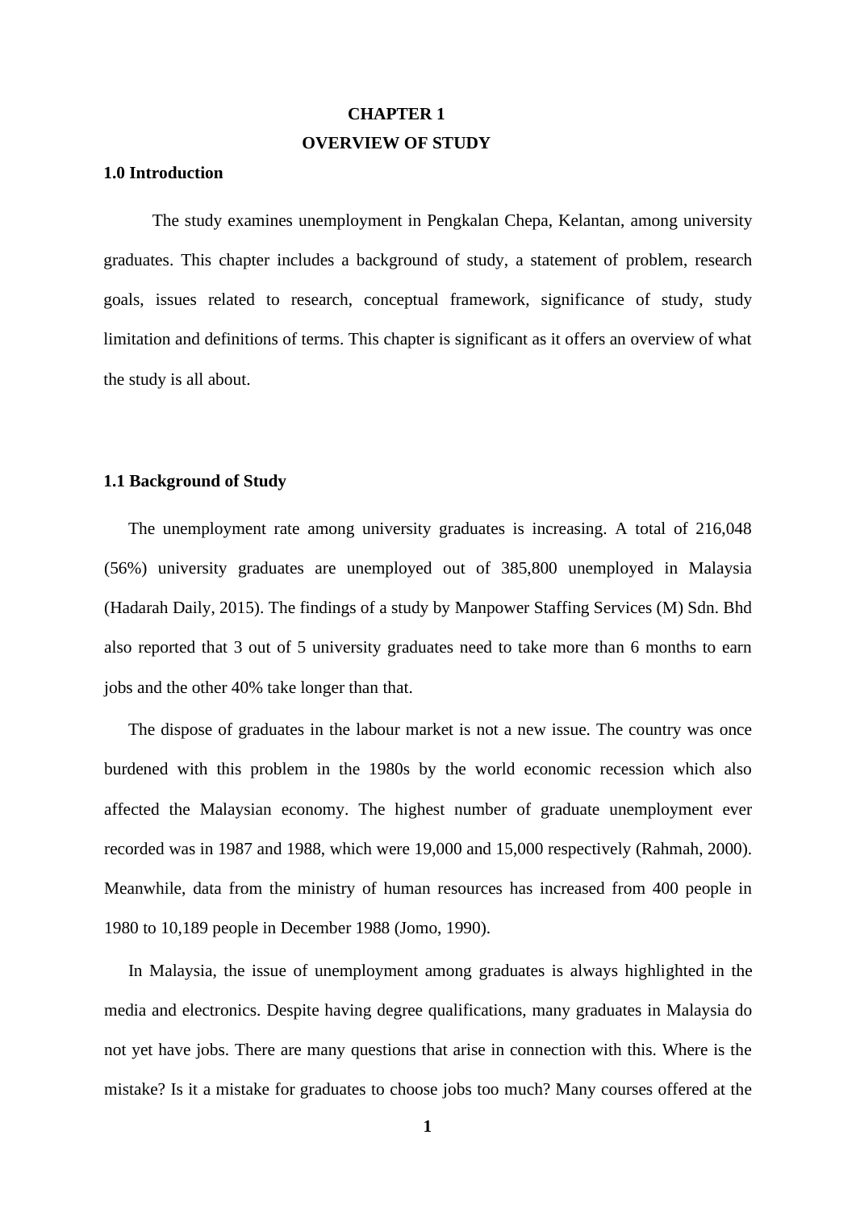# CHAPTER 1

# OVERVIEW OF STUDY

## 1.0 Introduction

The study examines unemployment in Pengkalan Chepa, Kelantan, among university graduates. This chapter includes a background of study, a statement of problem, research goals, issues related to research, conceptual framework, significance of study, study limitation and definitions of terms. This chapter is significant as it offers an overview of what the study is all about.

## 1.1 Background of Study

The unemployment rate among university graduates is increasing. A total of 216,048 (56%) university graduates are unemployed out of 385,800 unemployed in Malaysia (Hadarah Daily, 2015). The findings of a study by Manpower Staffing Services (M) Sdn. Bhd also reported that 3 out of 5 university graduates need to take more than 6 months to earn jobs and the other 40% take longer than that.

The dispose of graduates in the labour market is not a new issue. The country was once burdened with this problem in the 1980s by the world economic recession which also affected the Malaysian economy. The highest number of graduate unemployment ever recorded was in 1987 and 1988, which were 19,000 and 15,000 respectively (Rahmah, 2000). Meanwhile, data from the ministry of human resources has increased from 400 people in 1980 to 10,189 people in December 1988 (Jomo, 1990).

In Malaysia, the issue of unemployment among graduates is always highlighted in the media and electronics. Despite having degree qualifications, many graduates in Malaysia do not yet have jobs. There are many questions that arise in connection with this. Where is the mistake? Is it a mistake for graduates to choose jobs too much? Many courses offered at the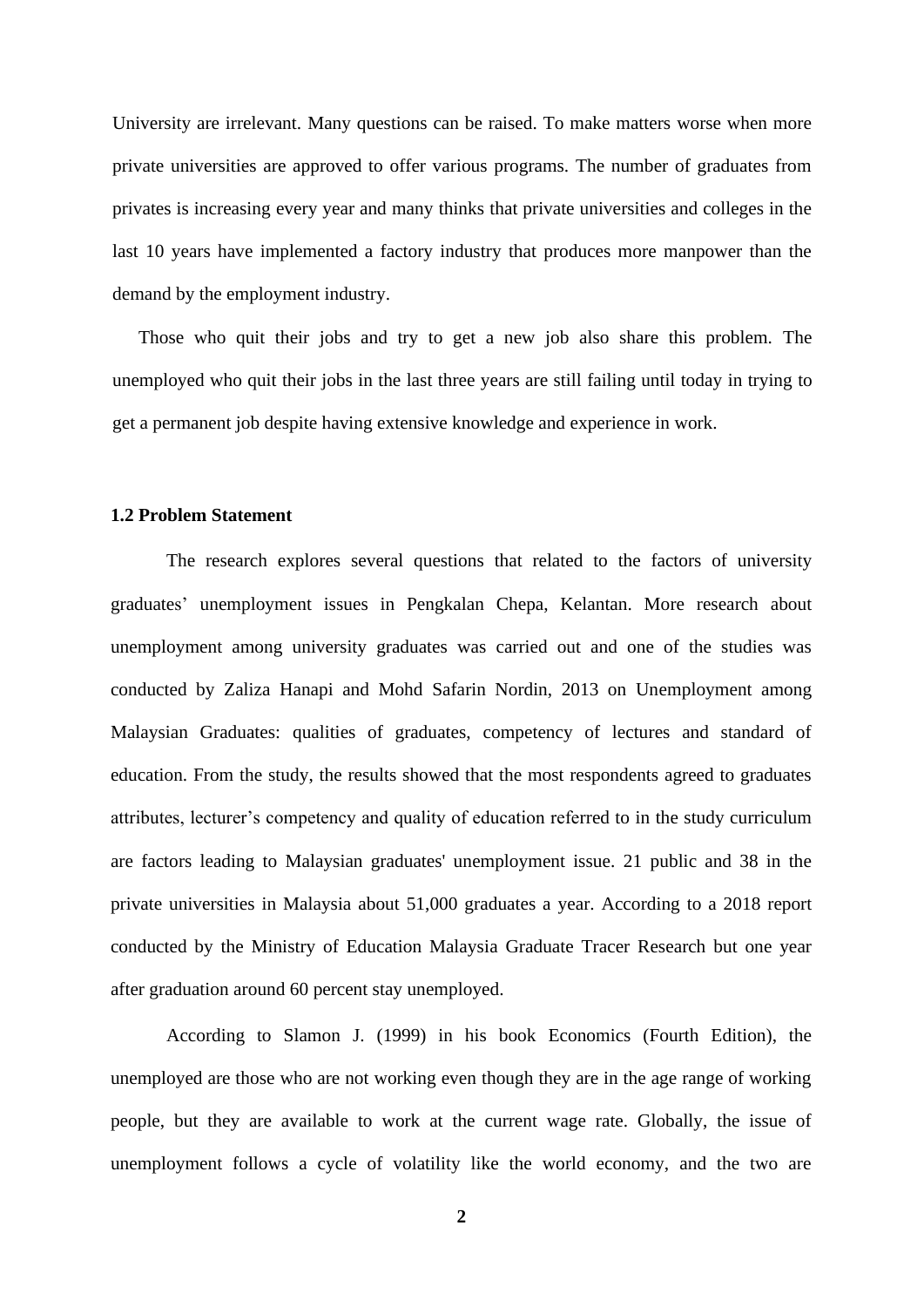University are irrelevant. Many questions can be raised. To make matters worse when more private universities are approved to offer various programs. The number of graduates from privates is increasing every year and many thinks that private universities and colleges in the last 10 years have implemented a factory industry that produces more manpower than the demand by the employment industry.

Those who quit their jobs and try to get a new job also share this problem. The unemployed who quit their jobs in the last three years are still failing until today in trying to get a permanent job despite having extensive knowledge and experience in work.

### 1.2 Problem Statement

The research explores several questions that related to the factors of university graduates' unemployment issues in Pengkalan Chepa, Kelantan. More research about unemployment among university graduates was carried out and one of the studies was conducted by Zaliza Hanapi and Mohd Safarin Nordin, 2013 on Unemployment among Malaysian Graduates: qualities of graduates, competency of lectures and standard of education. From the study, the results showed that the most respondents agreed to graduates attributes, lecturer's competency and quality of education referred to in the study curriculum are factors leading to Malaysian graduates' unemployment issue. 21 public and 38 in the private universities in Malaysia about 51,000 graduates a year. According to a 2018 report conducted by the Ministry of Education Malaysia Graduate Tracer Research but one year after graduation around 60 percent stay unemployed.

According to Slamon J. (1999) in his book Economics (Fourth Edition), the unemployed are those who are not working even though they are in the age range of working people, but they are available to work at the current wage rate. Globally, the issue of unemployment follows a cycle of volatility like the world economy, and the two are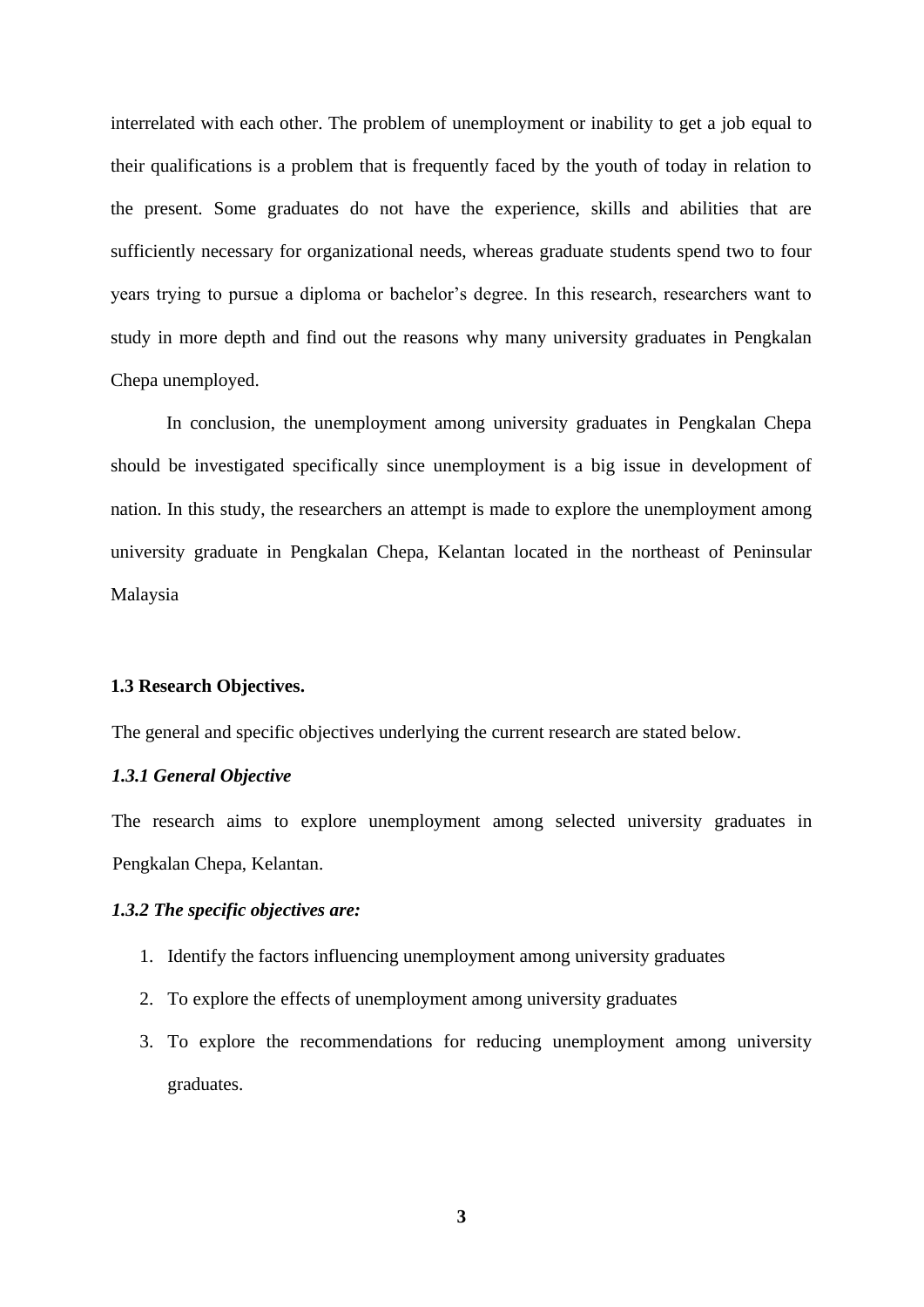interrelated with each other. The problem of unemployment or inability to get a job equal to their qualifications is a problem that is frequently faced by the youth of today in relation to the present. Some graduates do not have the experience, skills and abilities that are sufficiently necessary for organizational needs, whereas graduate students spend two to four years trying to pursue a diploma or bachelor's degree. In this research, researchers want to study in more depth and find out the reasons why many university graduates in Pengkalan Chepa unemployed.

In conclusion, the unemployment among university graduates in Pengkalan Chepa should be investigated specifically since unemployment is a big issue in development of nation. In this study, the researchers an attempt is made to explore the unemployment among university graduate in Pengkalan Chepa, Kelantan located in the northeast of Peninsular Malaysia

### 1.3 Research Objectives.

The general and specific objectives underlying the current research are stated below.

#### *1.3.1 General Objective*

The research aims to explore unemployment among selected university graduates in Pengkalan Chepa, Kelantan.

#### *1.3.2 The specific objectives are:*

1. Identify the factors influencing unemployment among university graduates
2. To explore the effects of unemployment among university graduates
3. To explore the recommendations for reducing unemployment among university graduates.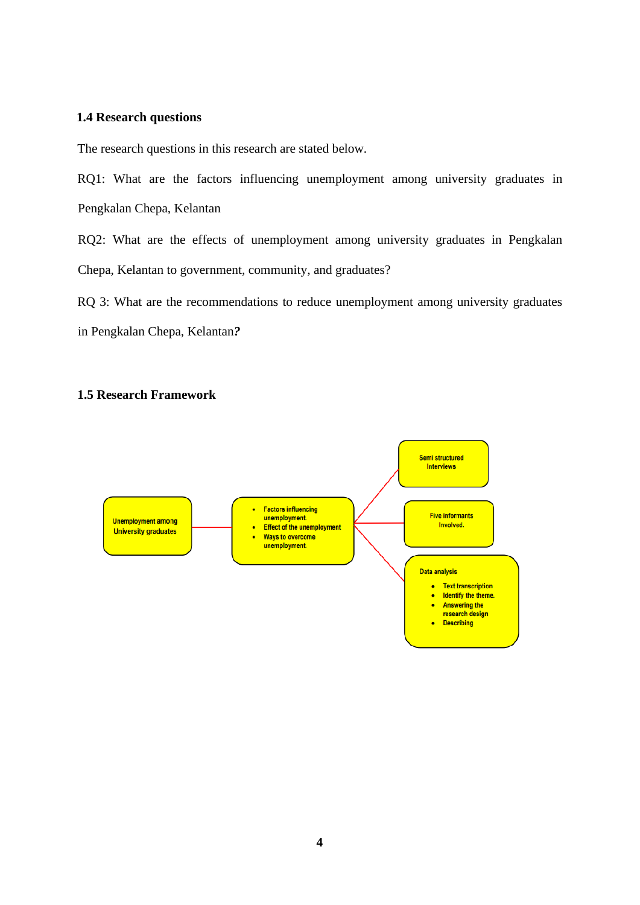### 1.4 Research questions

The research questions in this research are stated below.

RQ1: What are the factors influencing unemployment among university graduates in Pengkalan Chepa, Kelantan

RQ2: What are the effects of unemployment among university graduates in Pengkalan Chepa, Kelantan to government, community, and graduates?

RQ 3: What are the recommendations to reduce unemployment among university graduates in Pengkalan Chepa, Kelantan***?***

### 1.5 Research Framework

Unemployment among University graduates

- Factors influencing unemployment.
- Effect of the unemployment
- Ways to overcome unemployment.

Semi structured Interviews

Five informants Involved.

Data analysis

- Text transcription
- Identify the theme.
- Answering the research design
- Describing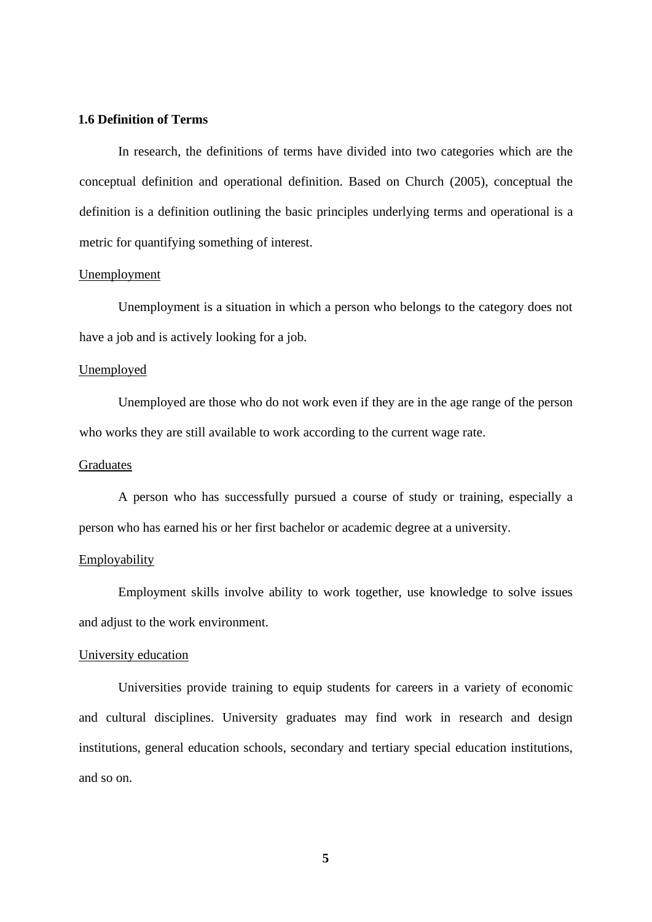## 1.6 Definition of Terms

In research, the definitions of terms have divided into two categories which are the conceptual definition and operational definition. Based on Church (2005), conceptual the definition is a definition outlining the basic principles underlying terms and operational is a metric for quantifying something of interest.

<u>Unemployment</u>

Unemployment is a situation in which a person who belongs to the category does not have a job and is actively looking for a job.

<u>Unemployed</u>

Unemployed are those who do not work even if they are in the age range of the person who works they are still available to work according to the current wage rate.

<u>Graduates</u>

A person who has successfully pursued a course of study or training, especially a person who has earned his or her first bachelor or academic degree at a university.

<u>Employability</u>

Employment skills involve ability to work together, use knowledge to solve issues and adjust to the work environment.

<u>University education</u>

Universities provide training to equip students for careers in a variety of economic and cultural disciplines. University graduates may find work in research and design institutions, general education schools, secondary and tertiary special education institutions, and so on.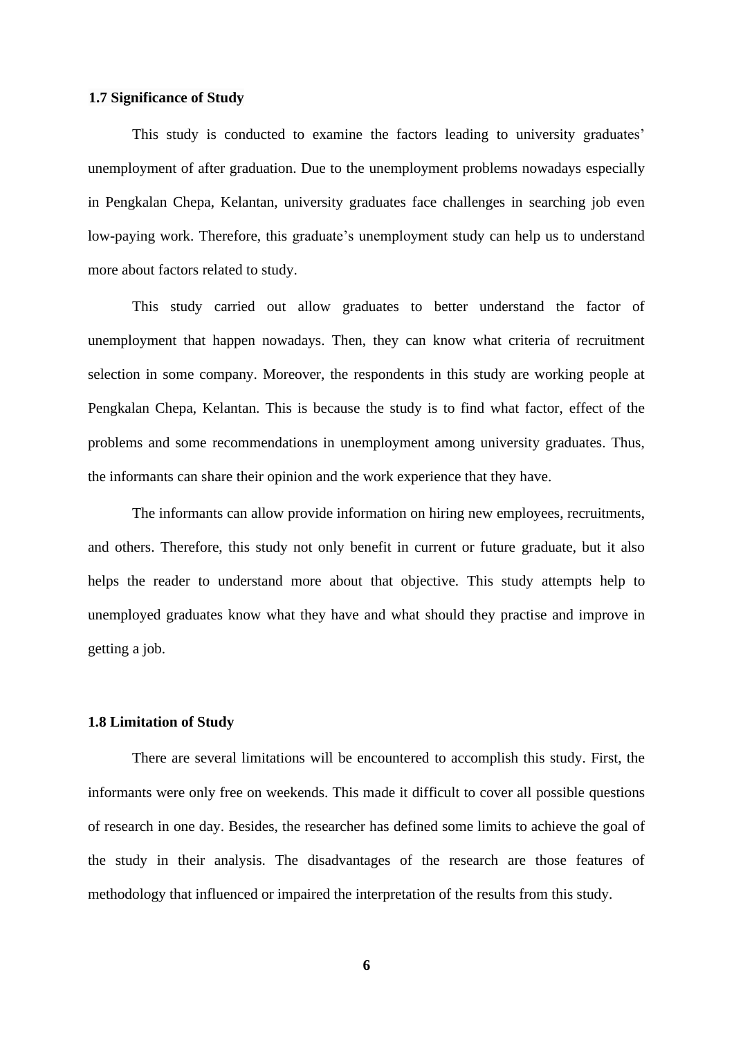### 1.7 Significance of Study

This study is conducted to examine the factors leading to university graduates' unemployment of after graduation. Due to the unemployment problems nowadays especially in Pengkalan Chepa, Kelantan, university graduates face challenges in searching job even low-paying work. Therefore, this graduate's unemployment study can help us to understand more about factors related to study.

This study carried out allow graduates to better understand the factor of unemployment that happen nowadays. Then, they can know what criteria of recruitment selection in some company. Moreover, the respondents in this study are working people at Pengkalan Chepa, Kelantan. This is because the study is to find what factor, effect of the problems and some recommendations in unemployment among university graduates. Thus, the informants can share their opinion and the work experience that they have.

The informants can allow provide information on hiring new employees, recruitments, and others. Therefore, this study not only benefit in current or future graduate, but it also helps the reader to understand more about that objective. This study attempts help to unemployed graduates know what they have and what should they practise and improve in getting a job.

### 1.8 Limitation of Study

There are several limitations will be encountered to accomplish this study. First, the informants were only free on weekends. This made it difficult to cover all possible questions of research in one day. Besides, the researcher has defined some limits to achieve the goal of the study in their analysis. The disadvantages of the research are those features of methodology that influenced or impaired the interpretation of the results from this study.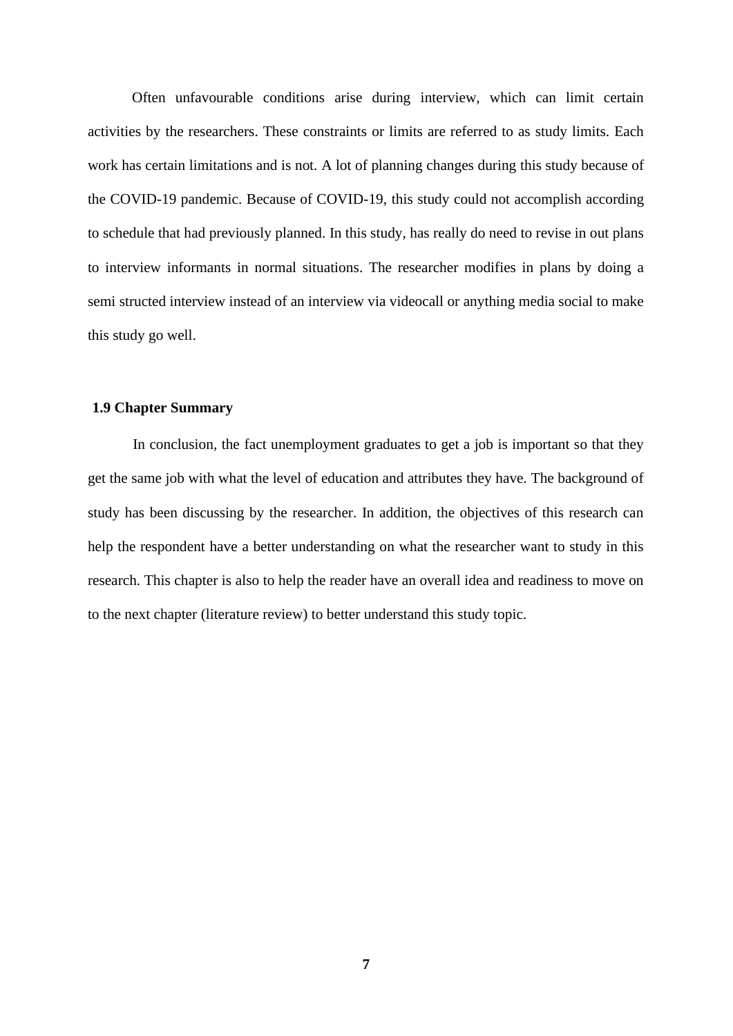Often unfavourable conditions arise during interview, which can limit certain activities by the researchers. These constraints or limits are referred to as study limits. Each work has certain limitations and is not. A lot of planning changes during this study because of the COVID-19 pandemic. Because of COVID-19, this study could not accomplish according to schedule that had previously planned. In this study, has really do need to revise in out plans to interview informants in normal situations. The researcher modifies in plans by doing a semi structed interview instead of an interview via videocall or anything media social to make this study go well.

### 1.9 Chapter Summary

In conclusion, the fact unemployment graduates to get a job is important so that they get the same job with what the level of education and attributes they have. The background of study has been discussing by the researcher. In addition, the objectives of this research can help the respondent have a better understanding on what the researcher want to study in this research. This chapter is also to help the reader have an overall idea and readiness to move on to the next chapter (literature review) to better understand this study topic.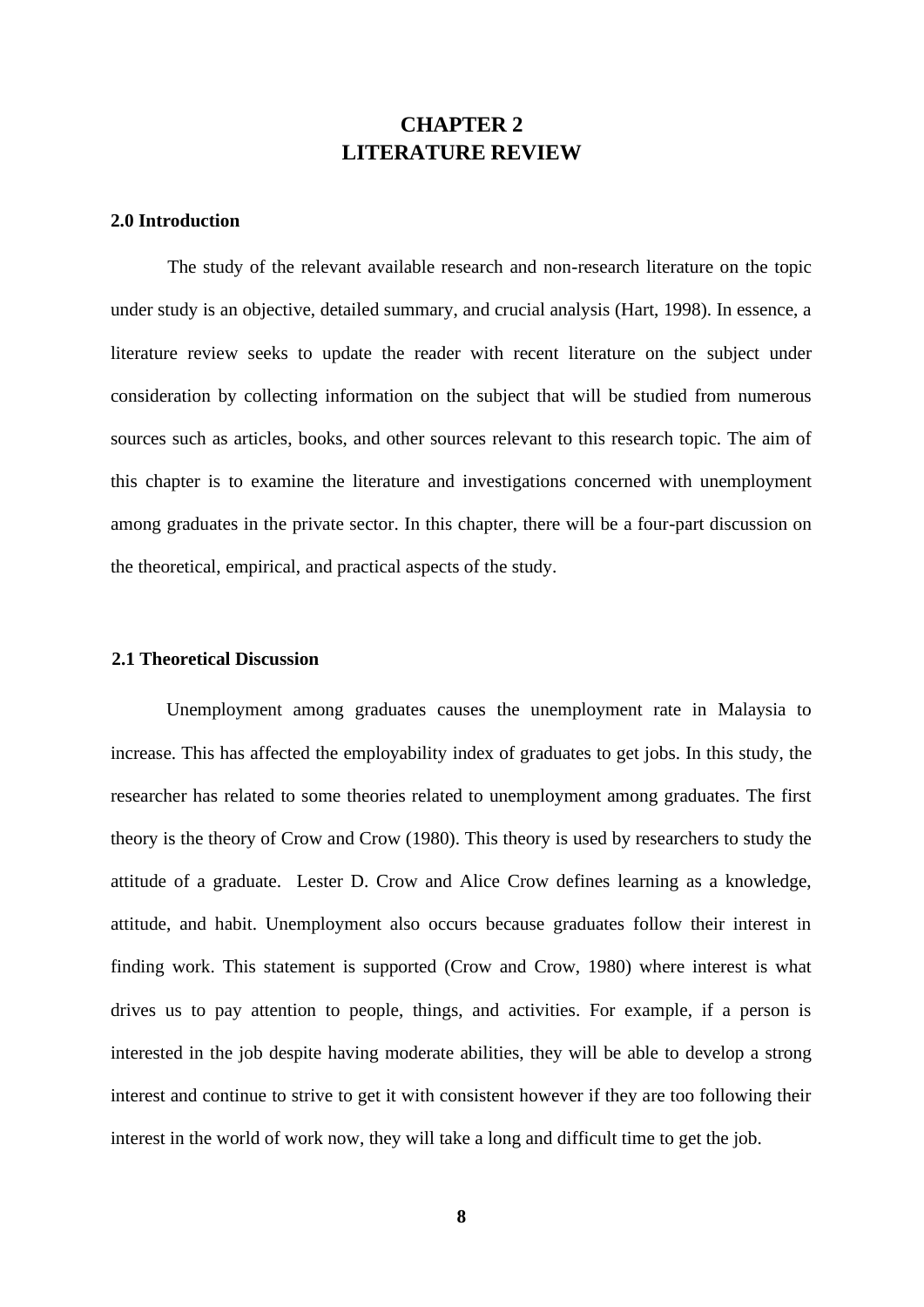# CHAPTER 2
# LITERATURE REVIEW

### 2.0 Introduction

The study of the relevant available research and non-research literature on the topic under study is an objective, detailed summary, and crucial analysis (Hart, 1998). In essence, a literature review seeks to update the reader with recent literature on the subject under consideration by collecting information on the subject that will be studied from numerous sources such as articles, books, and other sources relevant to this research topic. The aim of this chapter is to examine the literature and investigations concerned with unemployment among graduates in the private sector. In this chapter, there will be a four-part discussion on the theoretical, empirical, and practical aspects of the study.

### 2.1 Theoretical Discussion

Unemployment among graduates causes the unemployment rate in Malaysia to increase. This has affected the employability index of graduates to get jobs. In this study, the researcher has related to some theories related to unemployment among graduates. The first theory is the theory of Crow and Crow (1980). This theory is used by researchers to study the attitude of a graduate. Lester D. Crow and Alice Crow defines learning as a knowledge, attitude, and habit. Unemployment also occurs because graduates follow their interest in finding work. This statement is supported (Crow and Crow, 1980) where interest is what drives us to pay attention to people, things, and activities. For example, if a person is interested in the job despite having moderate abilities, they will be able to develop a strong interest and continue to strive to get it with consistent however if they are too following their interest in the world of work now, they will take a long and difficult time to get the job.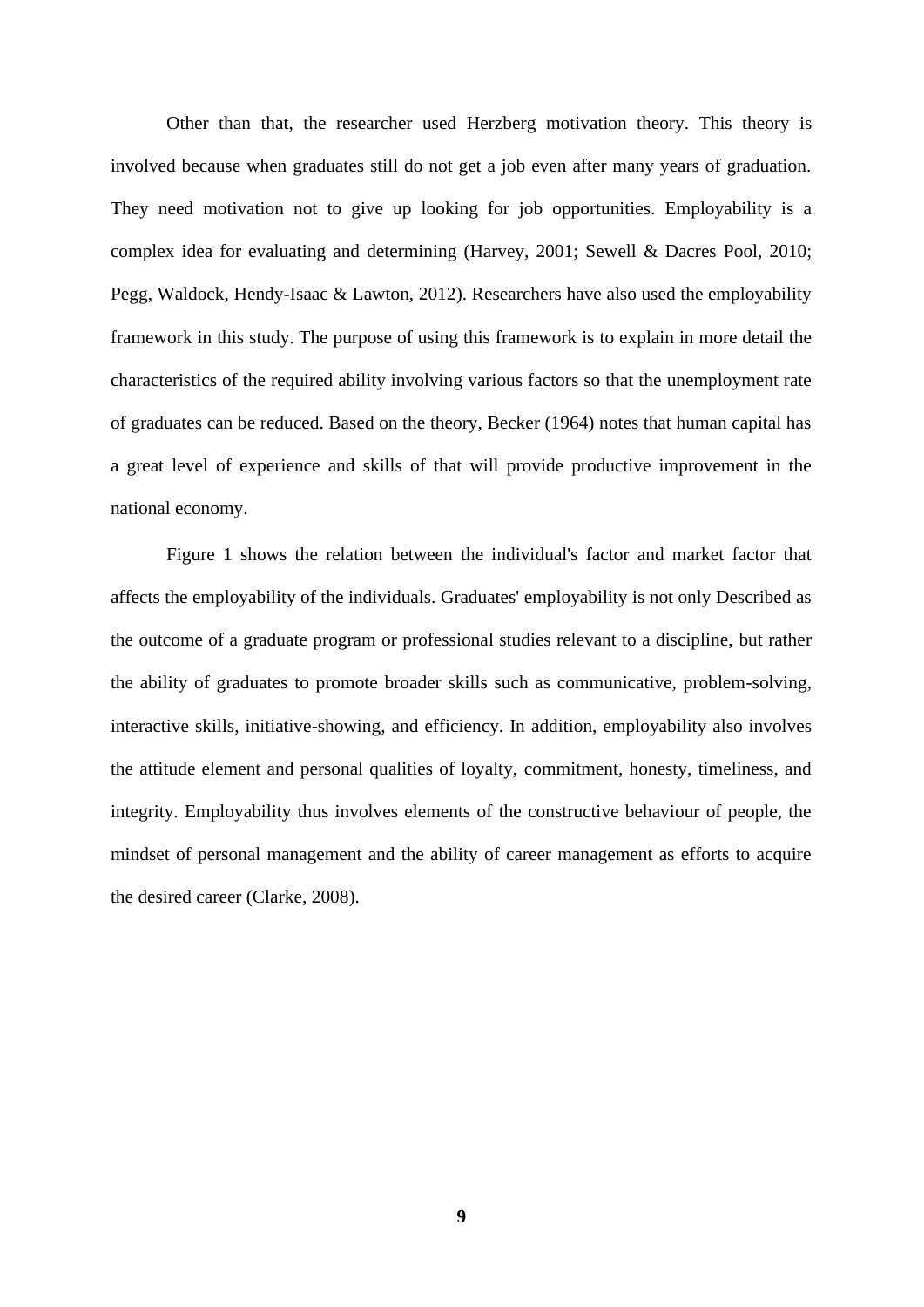Other than that, the researcher used Herzberg motivation theory. This theory is involved because when graduates still do not get a job even after many years of graduation. They need motivation not to give up looking for job opportunities. Employability is a complex idea for evaluating and determining (Harvey, 2001; Sewell & Dacres Pool, 2010; Pegg, Waldock, Hendy-Isaac & Lawton, 2012). Researchers have also used the employability framework in this study. The purpose of using this framework is to explain in more detail the characteristics of the required ability involving various factors so that the unemployment rate of graduates can be reduced. Based on the theory, Becker (1964) notes that human capital has a great level of experience and skills of that will provide productive improvement in the national economy.

Figure 1 shows the relation between the individual's factor and market factor that affects the employability of the individuals. Graduates' employability is not only Described as the outcome of a graduate program or professional studies relevant to a discipline, but rather the ability of graduates to promote broader skills such as communicative, problem-solving, interactive skills, initiative-showing, and efficiency. In addition, employability also involves the attitude element and personal qualities of loyalty, commitment, honesty, timeliness, and integrity. Employability thus involves elements of the constructive behaviour of people, the mindset of personal management and the ability of career management as efforts to acquire the desired career (Clarke, 2008).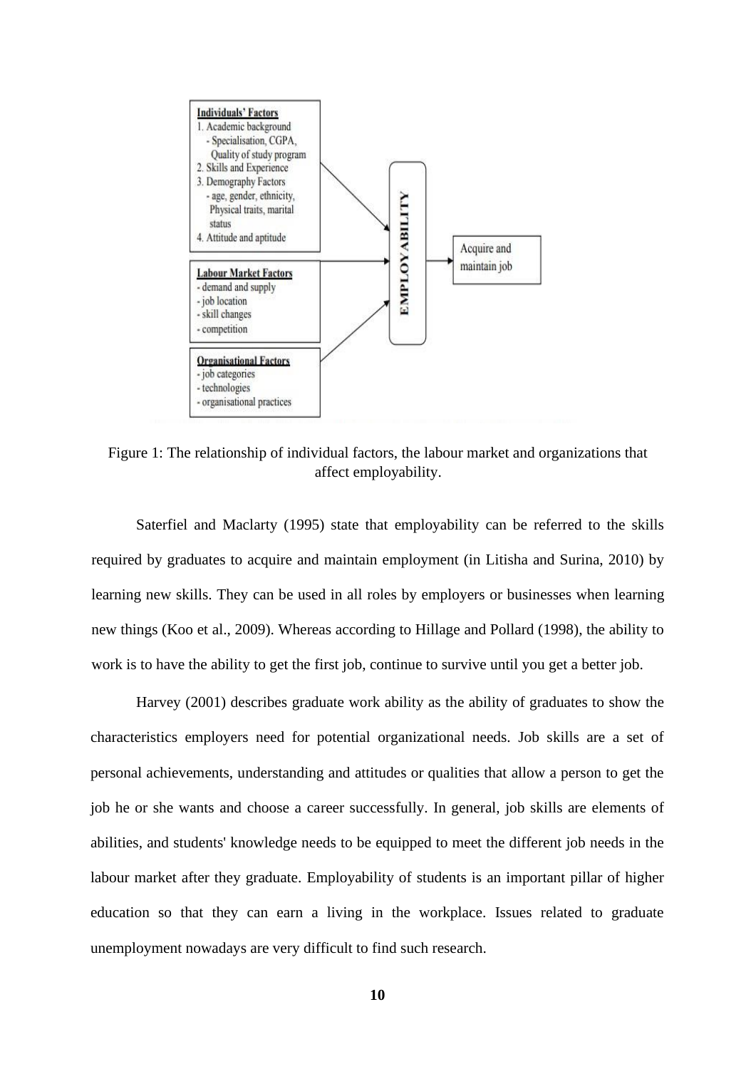Figure 1: The relationship of individual factors, the labour market and organizations that affect employability.

Saterfiel and Maclarty (1995) state that employability can be referred to the skills required by graduates to acquire and maintain employment (in Litisha and Surina, 2010) by learning new skills. They can be used in all roles by employers or businesses when learning new things (Koo et al., 2009). Whereas according to Hillage and Pollard (1998), the ability to work is to have the ability to get the first job, continue to survive until you get a better job.

Harvey (2001) describes graduate work ability as the ability of graduates to show the characteristics employers need for potential organizational needs. Job skills are a set of personal achievements, understanding and attitudes or qualities that allow a person to get the job he or she wants and choose a career successfully. In general, job skills are elements of abilities, and students' knowledge needs to be equipped to meet the different job needs in the labour market after they graduate. Employability of students is an important pillar of higher education so that they can earn a living in the workplace. Issues related to graduate unemployment nowadays are very difficult to find such research.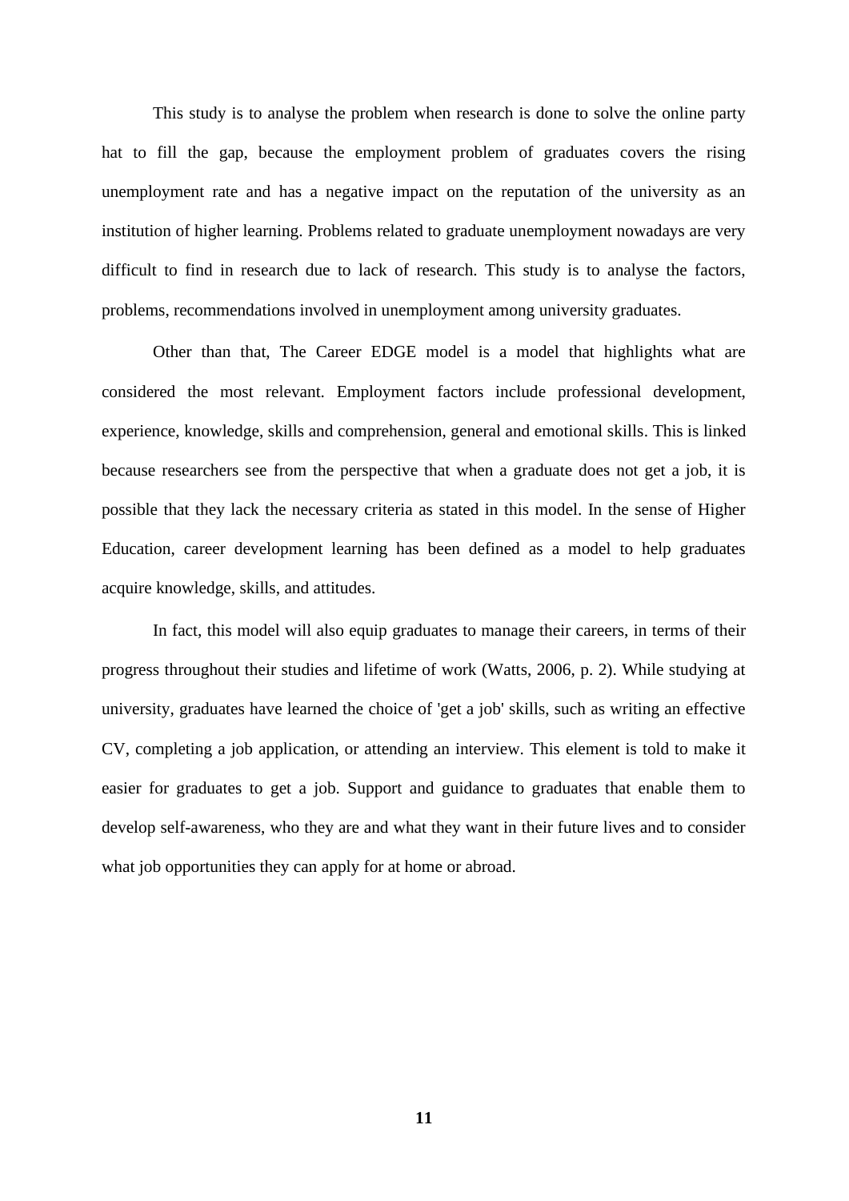This study is to analyse the problem when research is done to solve the online party hat to fill the gap, because the employment problem of graduates covers the rising unemployment rate and has a negative impact on the reputation of the university as an institution of higher learning. Problems related to graduate unemployment nowadays are very difficult to find in research due to lack of research. This study is to analyse the factors, problems, recommendations involved in unemployment among university graduates.

Other than that, The Career EDGE model is a model that highlights what are considered the most relevant. Employment factors include professional development, experience, knowledge, skills and comprehension, general and emotional skills. This is linked because researchers see from the perspective that when a graduate does not get a job, it is possible that they lack the necessary criteria as stated in this model. In the sense of Higher Education, career development learning has been defined as a model to help graduates acquire knowledge, skills, and attitudes.

In fact, this model will also equip graduates to manage their careers, in terms of their progress throughout their studies and lifetime of work (Watts, 2006, p. 2). While studying at university, graduates have learned the choice of 'get a job' skills, such as writing an effective CV, completing a job application, or attending an interview. This element is told to make it easier for graduates to get a job. Support and guidance to graduates that enable them to develop self-awareness, who they are and what they want in their future lives and to consider what job opportunities they can apply for at home or abroad.